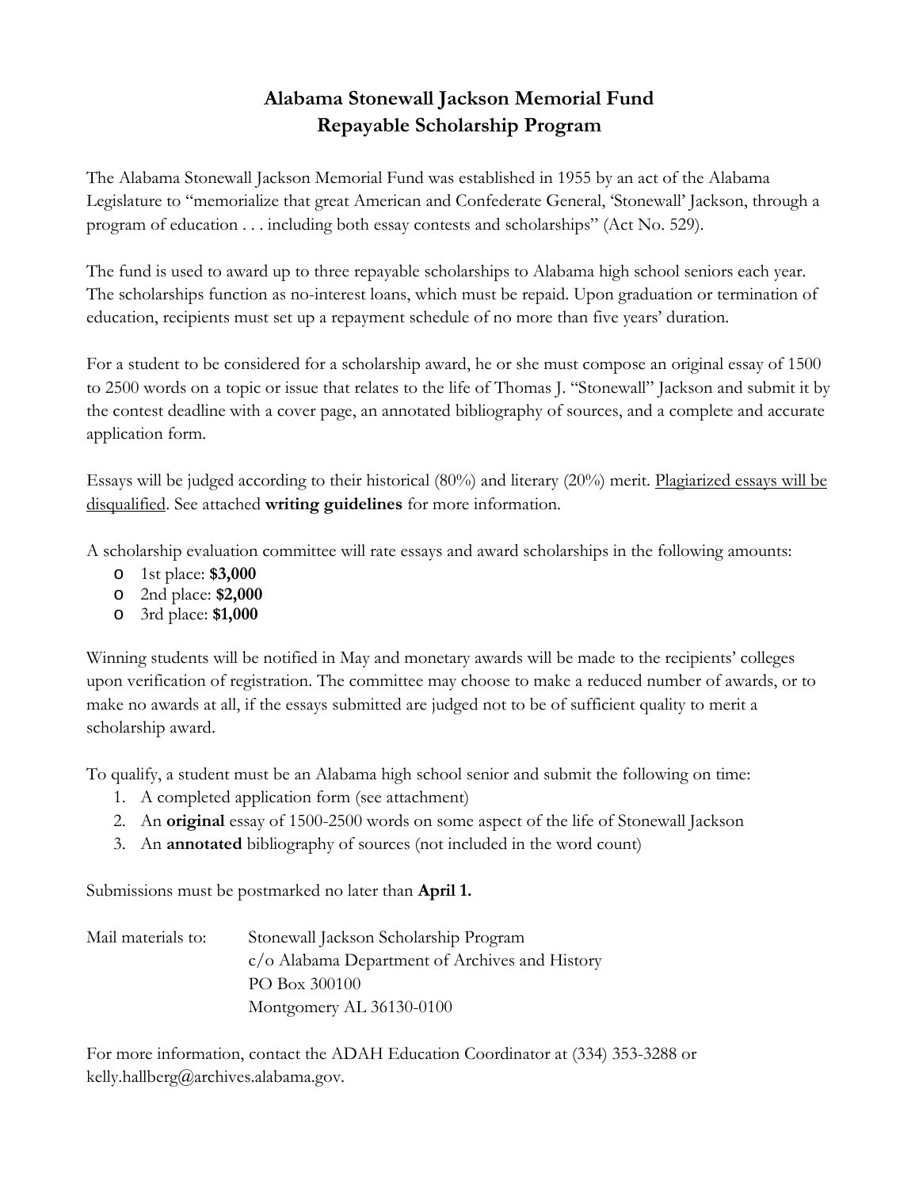# Alabama Stonewall Jackson Memorial Fund
# Repayable Scholarship Program

The Alabama Stonewall Jackson Memorial Fund was established in 1955 by an act of the Alabama Legislature to "memorialize that great American and Confederate General, 'Stonewall' Jackson, through a program of education . . . including both essay contests and scholarships" (Act No. 529).

The fund is used to award up to three repayable scholarships to Alabama high school seniors each year. The scholarships function as no-interest loans, which must be repaid. Upon graduation or termination of education, recipients must set up a repayment schedule of no more than five years' duration.

For a student to be considered for a scholarship award, he or she must compose an original essay of 1500 to 2500 words on a topic or issue that relates to the life of Thomas J. "Stonewall" Jackson and submit it by the contest deadline with a cover page, an annotated bibliography of sources, and a complete and accurate application form.

Essays will be judged according to their historical (80%) and literary (20%) merit. <u>Plagiarized essays will be disqualified</u>. See attached **writing guidelines** for more information.

A scholarship evaluation committee will rate essays and award scholarships in the following amounts:

- 1st place: **$3,000**
- 2nd place: **$2,000**
- 3rd place: **$1,000**

Winning students will be notified in May and monetary awards will be made to the recipients' colleges upon verification of registration. The committee may choose to make a reduced number of awards, or to make no awards at all, if the essays submitted are judged not to be of sufficient quality to merit a scholarship award.

To qualify, a student must be an Alabama high school senior and submit the following on time:

1. A completed application form (see attachment)
2. An **original** essay of 1500-2500 words on some aspect of the life of Stonewall Jackson
3. An **annotated** bibliography of sources (not included in the word count)

Submissions must be postmarked no later than **April 1.**

Mail materials to:

Stonewall Jackson Scholarship Program
c/o Alabama Department of Archives and History
PO Box 300100
Montgomery AL 36130-0100

For more information, contact the ADAH Education Coordinator at (334) 353-3288 or kelly.hallberg@archives.alabama.gov.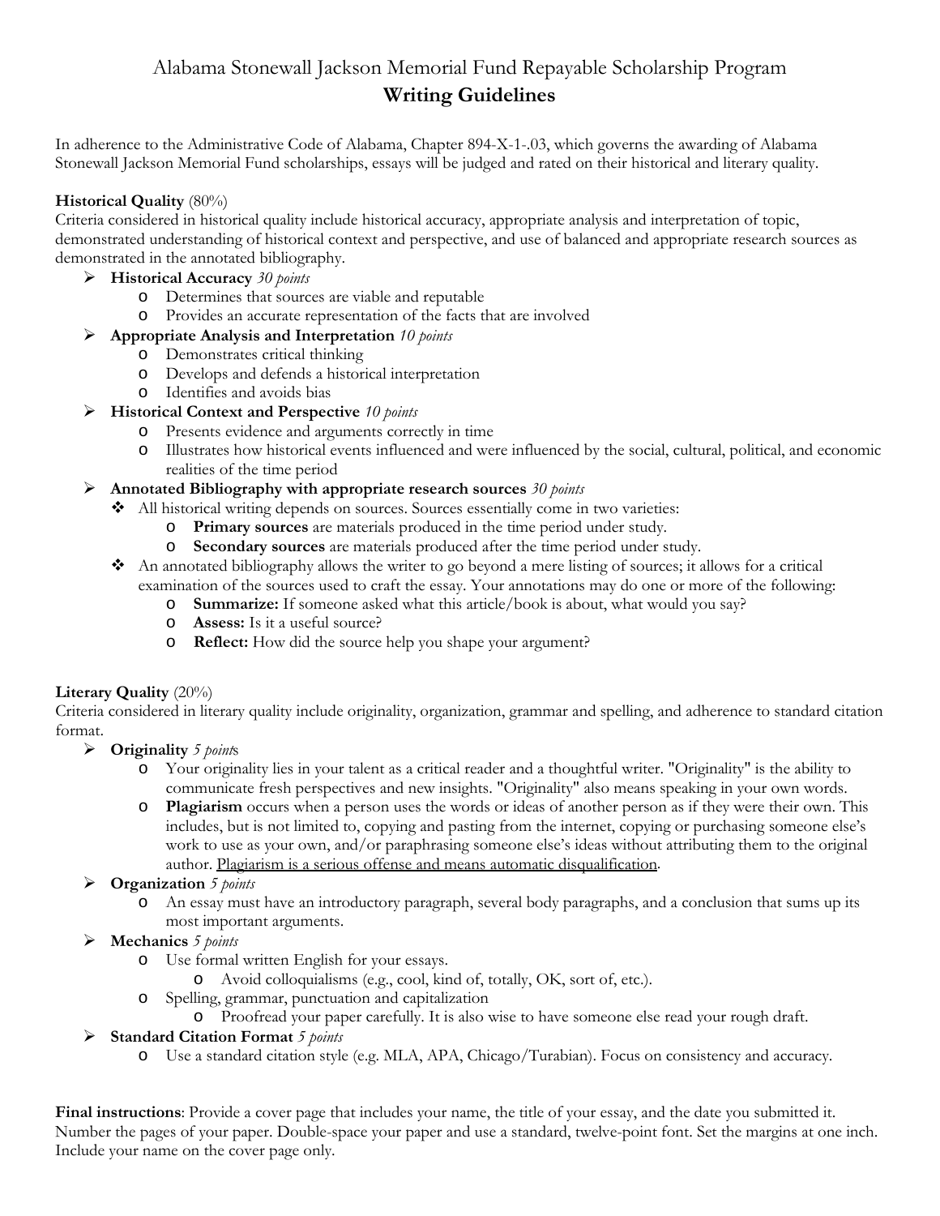# Alabama Stonewall Jackson Memorial Fund Repayable Scholarship Program

## Writing Guidelines

In adherence to the Administrative Code of Alabama, Chapter 894-X-1-.03, which governs the awarding of Alabama Stonewall Jackson Memorial Fund scholarships, essays will be judged and rated on their historical and literary quality.

**Historical Quality** (80%)
Criteria considered in historical quality include historical accuracy, appropriate analysis and interpretation of topic, demonstrated understanding of historical context and perspective, and use of balanced and appropriate research sources as demonstrated in the annotated bibliography.

- **Historical Accuracy** *30 points*
  - Determines that sources are viable and reputable
  - Provides an accurate representation of the facts that are involved
- **Appropriate Analysis and Interpretation** *10 points*
  - Demonstrates critical thinking
  - Develops and defends a historical interpretation
  - Identifies and avoids bias
- **Historical Context and Perspective** *10 points*
  - Presents evidence and arguments correctly in time
  - Illustrates how historical events influenced and were influenced by the social, cultural, political, and economic realities of the time period
- **Annotated Bibliography with appropriate research sources** *30 points*
  - All historical writing depends on sources. Sources essentially come in two varieties:
    - **Primary sources** are materials produced in the time period under study.
    - **Secondary sources** are materials produced after the time period under study.
  - An annotated bibliography allows the writer to go beyond a mere listing of sources; it allows for a critical examination of the sources used to craft the essay. Your annotations may do one or more of the following:
    - **Summarize:** If someone asked what this article/book is about, what would you say?
    - **Assess:** Is it a useful source?
    - **Reflect:** How did the source help you shape your argument?

**Literary Quality** (20%)
Criteria considered in literary quality include originality, organization, grammar and spelling, and adherence to standard citation format.

- **Originality** *5 points*
  - Your originality lies in your talent as a critical reader and a thoughtful writer. "Originality" is the ability to communicate fresh perspectives and new insights. "Originality" also means speaking in your own words.
  - **Plagiarism** occurs when a person uses the words or ideas of another person as if they were their own. This includes, but is not limited to, copying and pasting from the internet, copying or purchasing someone else's work to use as your own, and/or paraphrasing someone else's ideas without attributing them to the original author. <u>Plagiarism is a serious offense and means automatic disqualification</u>.
- **Organization** *5 points*
  - An essay must have an introductory paragraph, several body paragraphs, and a conclusion that sums up its most important arguments.
- **Mechanics** *5 points*
  - Use formal written English for your essays.
    - Avoid colloquialisms (e.g., cool, kind of, totally, OK, sort of, etc.).
  - Spelling, grammar, punctuation and capitalization
    - Proofread your paper carefully. It is also wise to have someone else read your rough draft.
- **Standard Citation Format** *5 points*
  - Use a standard citation style (e.g. MLA, APA, Chicago/Turabian). Focus on consistency and accuracy.

**Final instructions**: Provide a cover page that includes your name, the title of your essay, and the date you submitted it. Number the pages of your paper. Double-space your paper and use a standard, twelve-point font. Set the margins at one inch. Include your name on the cover page only.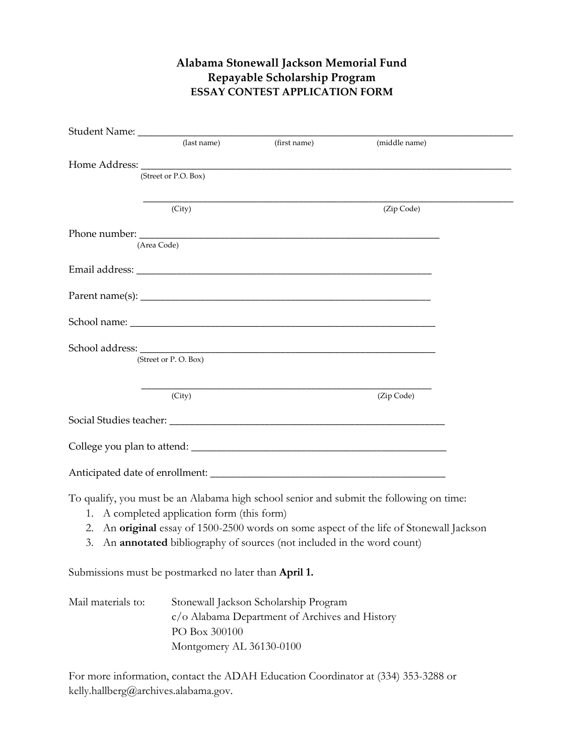# Alabama Stonewall Jackson Memorial Fund
## Repayable Scholarship Program
### ESSAY CONTEST APPLICATION FORM

Student Name: ______________________________________________________________
(last name) (first name) (middle name)

Home Address: ______________________________________________________________
(Street or P.O. Box)

______________________________________________________________
(City) (Zip Code)

Phone number: ____________________________________________________
(Area Code)

Email address: ____________________________________________________

Parent name(s): ____________________________________________________

School name: ____________________________________________________

School address: ____________________________________________________
(Street or P. O. Box)

____________________________________________________
(City) (Zip Code)

Social Studies teacher: ______________________________________________

College you plan to attend: ___________________________________________

Anticipated date of enrollment: ________________________________________

To qualify, you must be an Alabama high school senior and submit the following on time:

1. A completed application form (this form)
2. An **original** essay of 1500-2500 words on some aspect of the life of Stonewall Jackson
3. An **annotated** bibliography of sources (not included in the word count)

Submissions must be postmarked no later than **April 1.**

Mail materials to: Stonewall Jackson Scholarship Program
c/o Alabama Department of Archives and History
PO Box 300100
Montgomery AL 36130-0100

For more information, contact the ADAH Education Coordinator at (334) 353-3288 or kelly.hallberg@archives.alabama.gov.